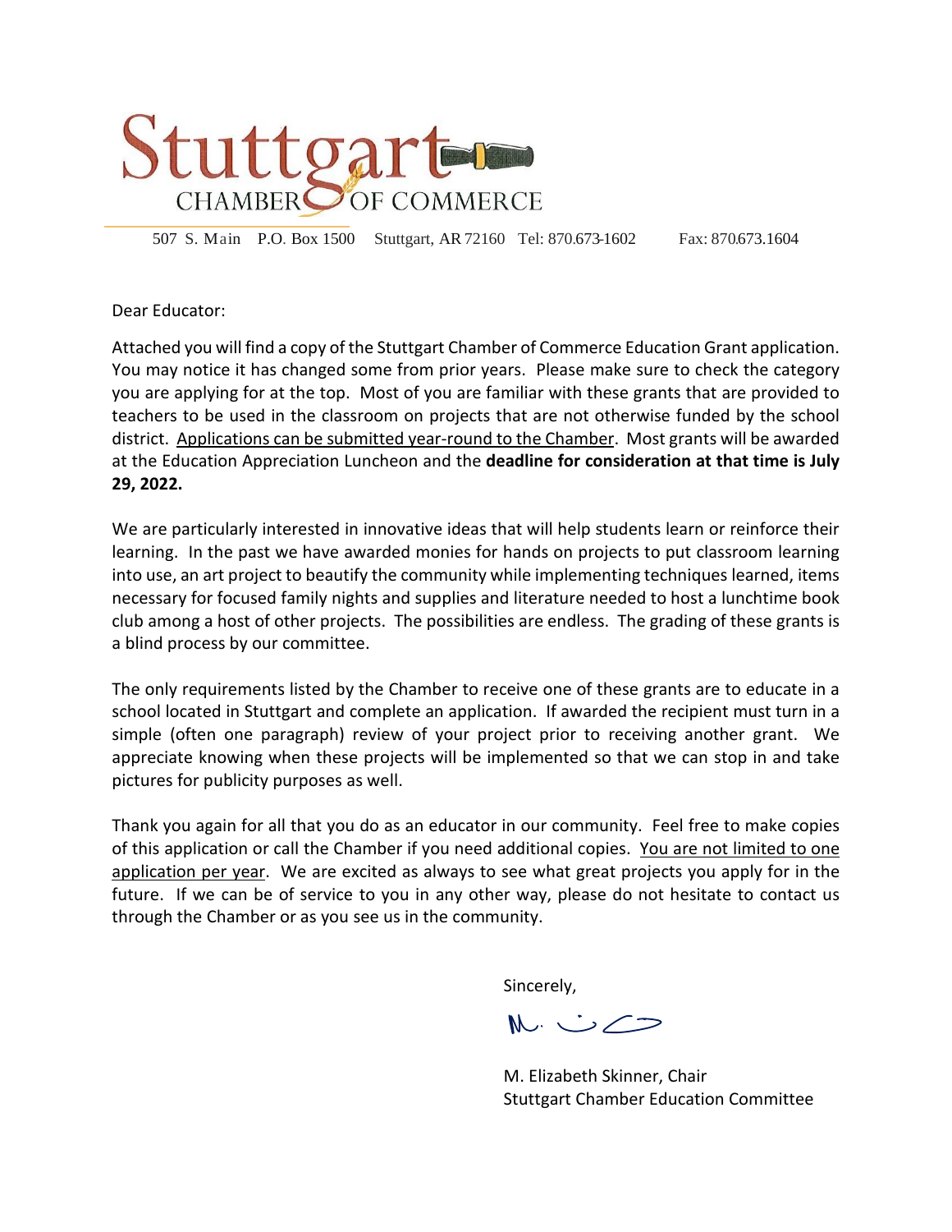# Stuttgart CHAMBER OF COMMERCE

507 S. Main P.O. Box 1500 Stuttgart, AR 72160 Tel: 870.673-1602 Fax: 870.673.1604

Dear Educator:

Attached you will find a copy of the Stuttgart Chamber of Commerce Education Grant application. You may notice it has changed some from prior years. Please make sure to check the category you are applying for at the top. Most of you are familiar with these grants that are provided to teachers to be used in the classroom on projects that are not otherwise funded by the school district. <u>Applications can be submitted year-round to the Chamber</u>. Most grants will be awarded at the Education Appreciation Luncheon and the **deadline for consideration at that time is July 29, 2022.**

We are particularly interested in innovative ideas that will help students learn or reinforce their learning. In the past we have awarded monies for hands on projects to put classroom learning into use, an art project to beautify the community while implementing techniques learned, items necessary for focused family nights and supplies and literature needed to host a lunchtime book club among a host of other projects. The possibilities are endless. The grading of these grants is a blind process by our committee.

The only requirements listed by the Chamber to receive one of these grants are to educate in a school located in Stuttgart and complete an application. If awarded the recipient must turn in a simple (often one paragraph) review of your project prior to receiving another grant. We appreciate knowing when these projects will be implemented so that we can stop in and take pictures for publicity purposes as well.

Thank you again for all that you do as an educator in our community. Feel free to make copies of this application or call the Chamber if you need additional copies. <u>You are not limited to one application per year</u>. We are excited as always to see what great projects you apply for in the future. If we can be of service to you in any other way, please do not hesitate to contact us through the Chamber or as you see us in the community.

Sincerely,

M. Elizabeth Skinner, Chair
Stuttgart Chamber Education Committee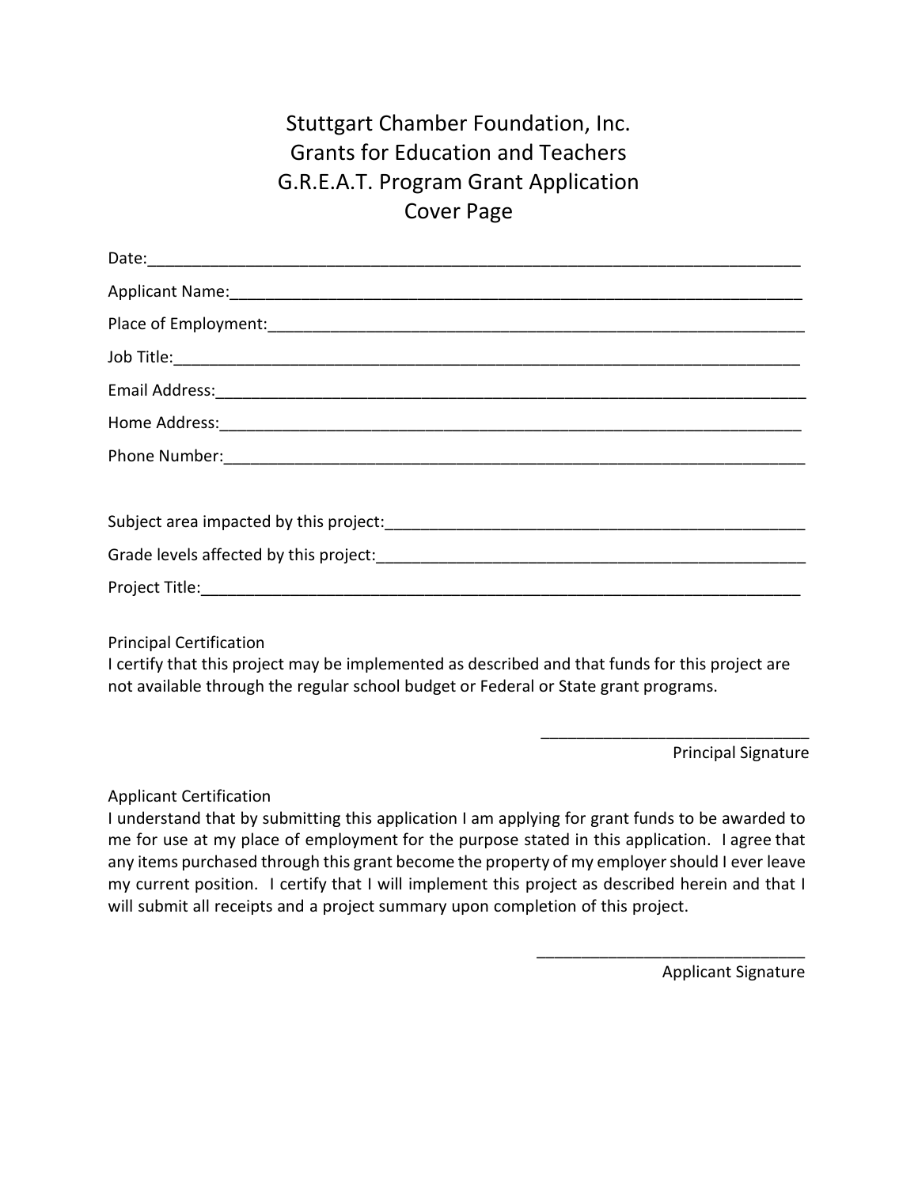# Stuttgart Chamber Foundation, Inc.
# Grants for Education and Teachers
# G.R.E.A.T. Program Grant Application
# Cover Page

Date:___________________________________________________________________________

Applicant Name:_________________________________________________________________

Place of Employment:_____________________________________________________________

Job Title:_______________________________________________________________________

Email Address:__________________________________________________________________

Home Address:__________________________________________________________________

Phone Number:__________________________________________________________________

Subject area impacted by this project:_______________________________________________

Grade levels affected by this project:_______________________________________________

Project Title:_____________________________________________________________________

Principal Certification
I certify that this project may be implemented as described and that funds for this project are not available through the regular school budget or Federal or State grant programs.

_______________________________
Principal Signature

Applicant Certification
I understand that by submitting this application I am applying for grant funds to be awarded to me for use at my place of employment for the purpose stated in this application. I agree that any items purchased through this grant become the property of my employer should I ever leave my current position. I certify that I will implement this project as described herein and that I will submit all receipts and a project summary upon completion of this project.

_______________________________
Applicant Signature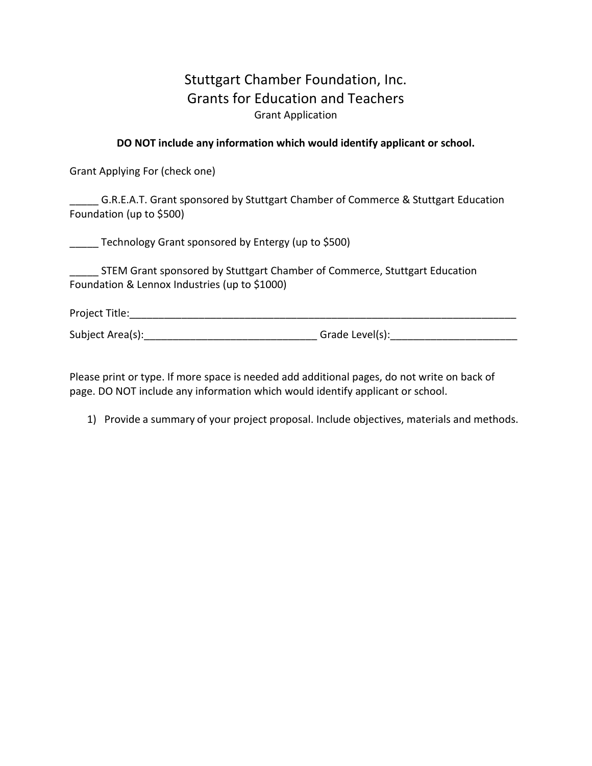# Stuttgart Chamber Foundation, Inc.
## Grants for Education and Teachers
### Grant Application

**DO NOT include any information which would identify applicant or school.**

Grant Applying For (check one)

_____ G.R.E.A.T. Grant sponsored by Stuttgart Chamber of Commerce & Stuttgart Education Foundation (up to $500)

_____ Technology Grant sponsored by Entergy (up to $500)

_____ STEM Grant sponsored by Stuttgart Chamber of Commerce, Stuttgart Education Foundation & Lennox Industries (up to $1000)

Project Title:______________________________________________________________________

Subject Area(s):______________________________ Grade Level(s):______________________

Please print or type. If more space is needed add additional pages, do not write on back of page. DO NOT include any information which would identify applicant or school.

1) Provide a summary of your project proposal. Include objectives, materials and methods.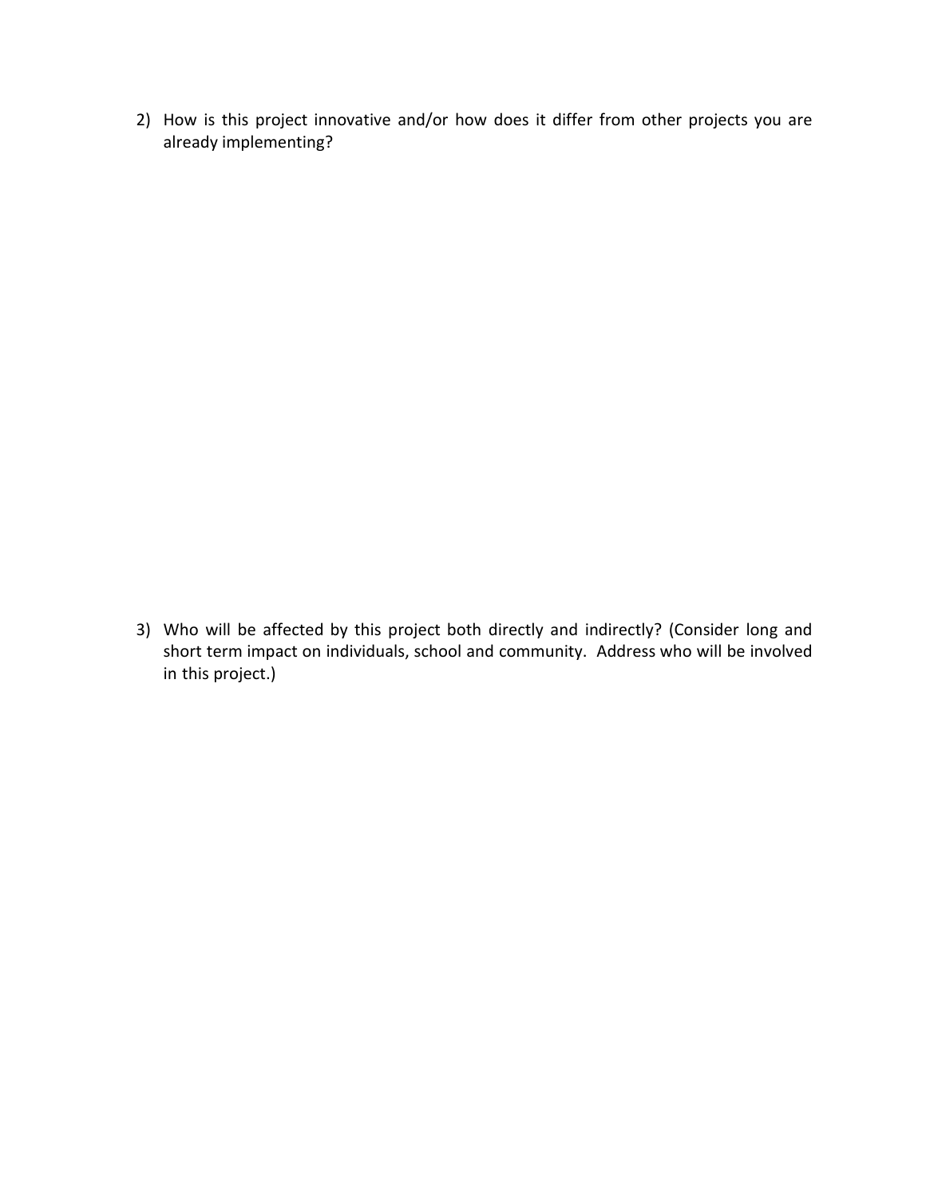2) How is this project innovative and/or how does it differ from other projects you are already implementing?

3) Who will be affected by this project both directly and indirectly? (Consider long and short term impact on individuals, school and community. Address who will be involved in this project.)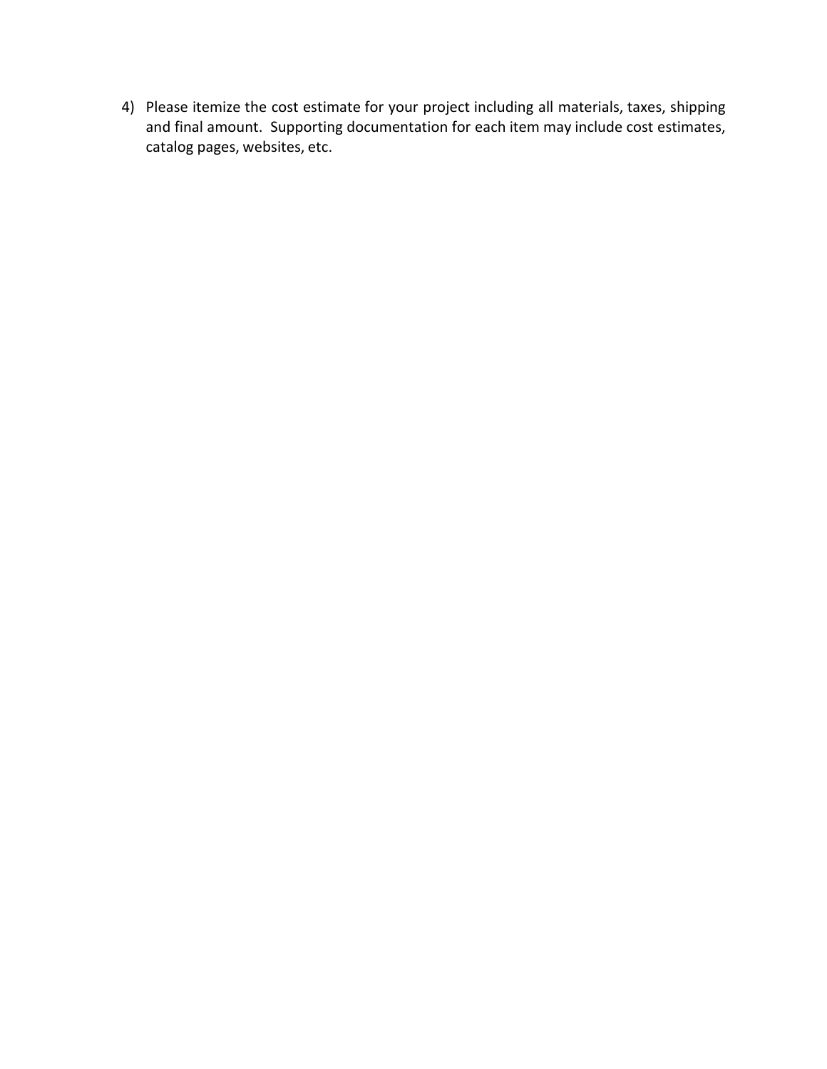4) Please itemize the cost estimate for your project including all materials, taxes, shipping and final amount. Supporting documentation for each item may include cost estimates, catalog pages, websites, etc.